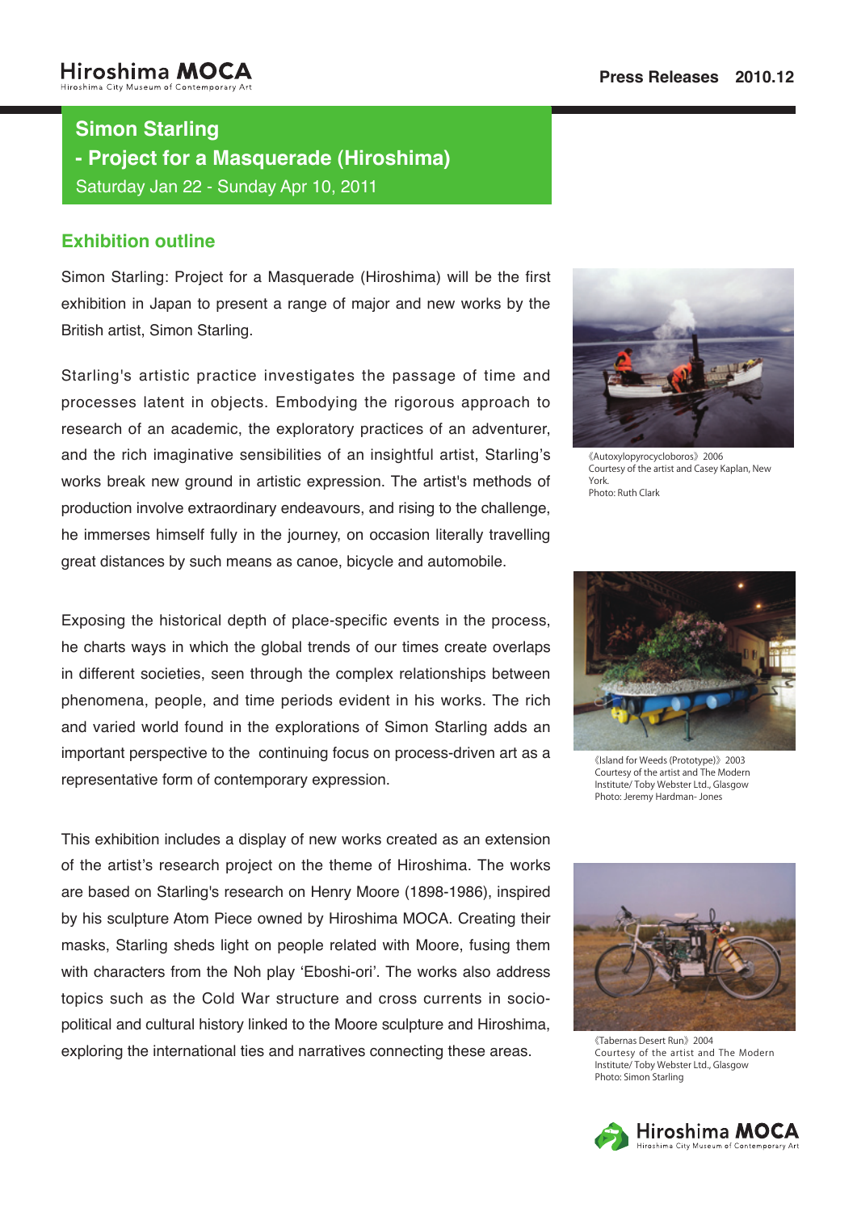# Simon Starling
## - Project for a Masquerade (Hiroshima)

Saturday Jan 22 - Sunday Apr 10, 2011

### Exhibition outline

Simon Starling: Project for a Masquerade (Hiroshima) will be the first exhibition in Japan to present a range of major and new works by the British artist, Simon Starling.

Starling's artistic practice investigates the passage of time and processes latent in objects. Embodying the rigorous approach to research of an academic, the exploratory practices of an adventurer, and the rich imaginative sensibilities of an insightful artist, Starling's works break new ground in artistic expression. The artist's methods of production involve extraordinary endeavours, and rising to the challenge, he immerses himself fully in the journey, on occasion literally travelling great distances by such means as canoe, bicycle and automobile.

Exposing the historical depth of place-specific events in the process, he charts ways in which the global trends of our times create overlaps in different societies, seen through the complex relationships between phenomena, people, and time periods evident in his works. The rich and varied world found in the explorations of Simon Starling adds an important perspective to the continuing focus on process-driven art as a representative form of contemporary expression.

This exhibition includes a display of new works created as an extension of the artist's research project on the theme of Hiroshima. The works are based on Starling's research on Henry Moore (1898-1986), inspired by his sculpture Atom Piece owned by Hiroshima MOCA. Creating their masks, Starling sheds light on people related with Moore, fusing them with characters from the Noh play 'Eboshi-ori'. The works also address topics such as the Cold War structure and cross currents in socio-political and cultural history linked to the Moore sculpture and Hiroshima, exploring the international ties and narratives connecting these areas.

《Autoxylopyrocycloboros》2006
Courtesy of the artist and Casey Kaplan, New York.
Photo: Ruth Clark

《Island for Weeds (Prototype)》2003
Courtesy of the artist and The Modern Institute/ Toby Webster Ltd., Glasgow
Photo: Jeremy Hardman- Jones

《Tabernas Desert Run》2004
Courtesy of the artist and The Modern Institute/ Toby Webster Ltd., Glasgow
Photo: Simon Starling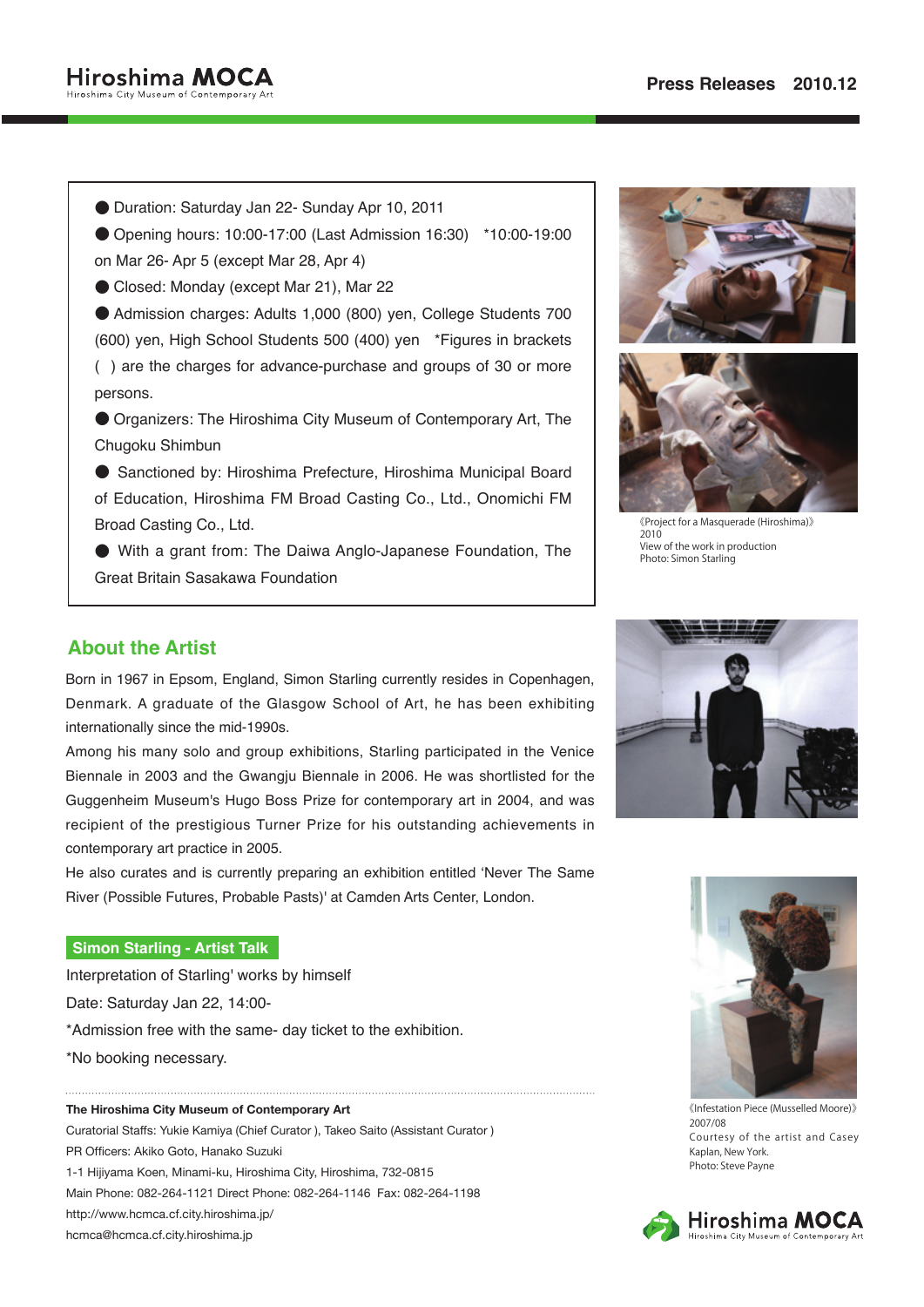- Duration: Saturday Jan 22- Sunday Apr 10, 2011
- Opening hours: 10:00-17:00 (Last Admission 16:30) *10:00-19:00 on Mar 26- Apr 5 (except Mar 28, Apr 4)
- Closed: Monday (except Mar 21), Mar 22
- Admission charges: Adults 1,000 (800) yen, College Students 700 (600) yen, High School Students 500 (400) yen *Figures in brackets ( ) are the charges for advance-purchase and groups of 30 or more persons.
- Organizers: The Hiroshima City Museum of Contemporary Art, The Chugoku Shimbun
- Sanctioned by: Hiroshima Prefecture, Hiroshima Municipal Board of Education, Hiroshima FM Broad Casting Co., Ltd., Onomichi FM Broad Casting Co., Ltd.
- With a grant from: The Daiwa Anglo-Japanese Foundation, The Great Britain Sasakawa Foundation

《Project for a Masquerade (Hiroshima)》
2010
View of the work in production
Photo: Simon Starling

## About the Artist

Born in 1967 in Epsom, England, Simon Starling currently resides in Copenhagen, Denmark. A graduate of the Glasgow School of Art, he has been exhibiting internationally since the mid-1990s.

Among his many solo and group exhibitions, Starling participated in the Venice Biennale in 2003 and the Gwangju Biennale in 2006. He was shortlisted for the Guggenheim Museum's Hugo Boss Prize for contemporary art in 2004, and was recipient of the prestigious Turner Prize for his outstanding achievements in contemporary art practice in 2005.

He also curates and is currently preparing an exhibition entitled 'Never The Same River (Possible Futures, Probable Pasts)' at Camden Arts Center, London.

### Simon Starling - Artist Talk

Interpretation of Starling' works by himself

Date: Saturday Jan 22, 14:00-

*Admission free with the same- day ticket to the exhibition.

*No booking necessary.

《Infestation Piece (Musselled Moore)》
2007/08
Courtesy of the artist and Casey Kaplan, New York.
Photo: Steve Payne

---

**The Hiroshima City Museum of Contemporary Art**

Curatorial Staffs: Yukie Kamiya (Chief Curator ), Takeo Saito (Assistant Curator )

PR Officers: Akiko Goto, Hanako Suzuki

1-1 Hijiyama Koen, Minami-ku, Hiroshima City, Hiroshima, 732-0815

Main Phone: 082-264-1121 Direct Phone: 082-264-1146 Fax: 082-264-1198

http://www.hcmca.cf.city.hiroshima.jp/

hcmca@hcmca.cf.city.hiroshima.jp